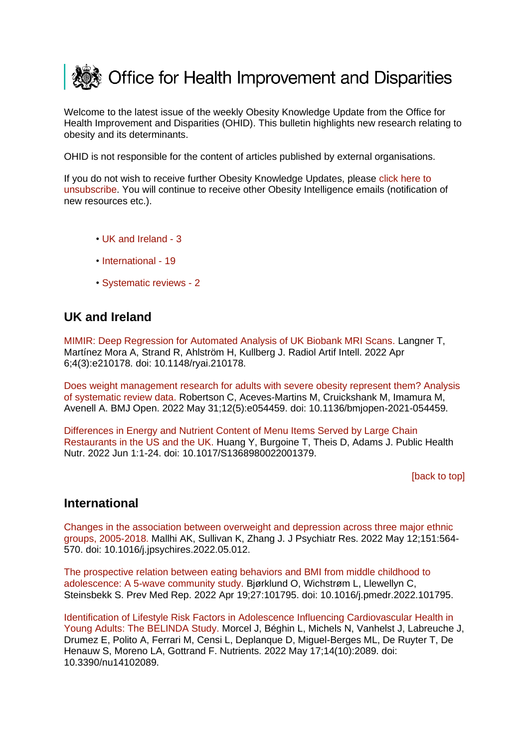# Office for Health Improvement and Disparities

Welcome to the latest issue of the weekly Obesity Knowledge Update from the Office for Health Improvement and Disparities (OHID). This bulletin highlights new research relating to obesity and its determinants.

OHID is not responsible for the content of articles published by external organisations.

If you do not wish to receive further Obesity Knowledge Updates, please click here to unsubscribe. You will continue to receive other Obesity Intelligence emails (notification of new resources etc.).

- UK and Ireland - 3
- International - 19
- Systematic reviews - 2

## UK and Ireland

MIMIR: Deep Regression for Automated Analysis of UK Biobank MRI Scans. Langner T, Martínez Mora A, Strand R, Ahlström H, Kullberg J. Radiol Artif Intell. 2022 Apr 6;4(3):e210178. doi: 10.1148/ryai.210178.

Does weight management research for adults with severe obesity represent them? Analysis of systematic review data. Robertson C, Aceves-Martins M, Cruickshank M, Imamura M, Avenell A. BMJ Open. 2022 May 31;12(5):e054459. doi: 10.1136/bmjopen-2021-054459.

Differences in Energy and Nutrient Content of Menu Items Served by Large Chain Restaurants in the US and the UK. Huang Y, Burgoine T, Theis D, Adams J. Public Health Nutr. 2022 Jun 1:1-24. doi: 10.1017/S1368980022001379.

[back to top]

## International

Changes in the association between overweight and depression across three major ethnic groups, 2005-2018. Mallhi AK, Sullivan K, Zhang J. J Psychiatr Res. 2022 May 12;151:564-570. doi: 10.1016/j.jpsychires.2022.05.012.

The prospective relation between eating behaviors and BMI from middle childhood to adolescence: A 5-wave community study. Bjørklund O, Wichstrøm L, Llewellyn C, Steinsbekk S. Prev Med Rep. 2022 Apr 19;27:101795. doi: 10.1016/j.pmedr.2022.101795.

Identification of Lifestyle Risk Factors in Adolescence Influencing Cardiovascular Health in Young Adults: The BELINDA Study. Morcel J, Béghin L, Michels N, Vanhelst J, Labreuche J, Drumez E, Polito A, Ferrari M, Censi L, Deplanque D, Miguel-Berges ML, De Ruyter T, De Henauw S, Moreno LA, Gottrand F. Nutrients. 2022 May 17;14(10):2089. doi: 10.3390/nu14102089.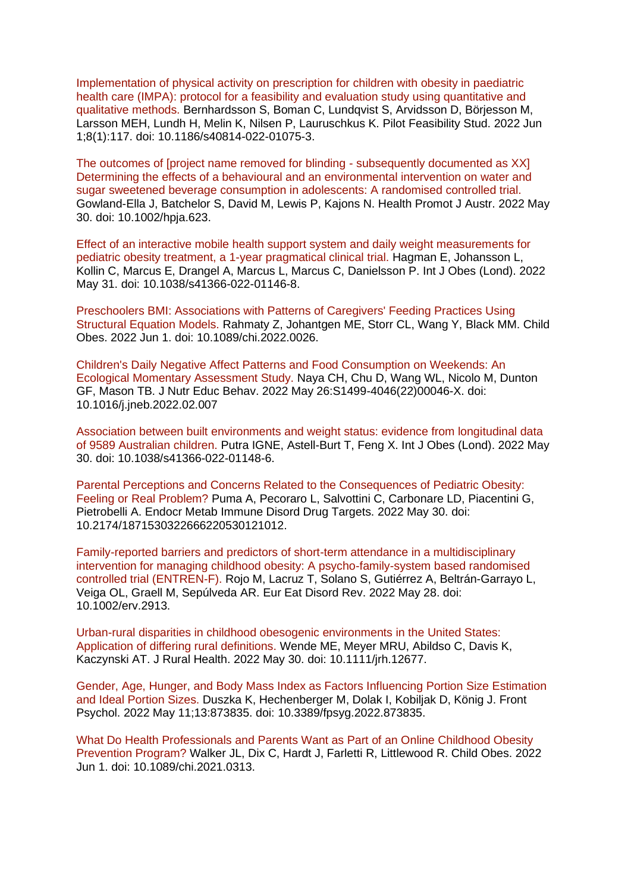Implementation of physical activity on prescription for children with obesity in paediatric health care (IMPA): protocol for a feasibility and evaluation study using quantitative and qualitative methods. Bernhardsson S, Boman C, Lundqvist S, Arvidsson D, Börjesson M, Larsson MEH, Lundh H, Melin K, Nilsen P, Lauruschkus K. Pilot Feasibility Stud. 2022 Jun 1;8(1):117. doi: 10.1186/s40814-022-01075-3.

The outcomes of [project name removed for blinding - subsequently documented as XX] Determining the effects of a behavioural and an environmental intervention on water and sugar sweetened beverage consumption in adolescents: A randomised controlled trial. Gowland-Ella J, Batchelor S, David M, Lewis P, Kajons N. Health Promot J Austr. 2022 May 30. doi: 10.1002/hpja.623.

Effect of an interactive mobile health support system and daily weight measurements for pediatric obesity treatment, a 1-year pragmatical clinical trial. Hagman E, Johansson L, Kollin C, Marcus E, Drangel A, Marcus L, Marcus C, Danielsson P. Int J Obes (Lond). 2022 May 31. doi: 10.1038/s41366-022-01146-8.

Preschoolers BMI: Associations with Patterns of Caregivers' Feeding Practices Using Structural Equation Models. Rahmaty Z, Johantgen ME, Storr CL, Wang Y, Black MM. Child Obes. 2022 Jun 1. doi: 10.1089/chi.2022.0026.

Children's Daily Negative Affect Patterns and Food Consumption on Weekends: An Ecological Momentary Assessment Study. Naya CH, Chu D, Wang WL, Nicolo M, Dunton GF, Mason TB. J Nutr Educ Behav. 2022 May 26:S1499-4046(22)00046-X. doi: 10.1016/j.jneb.2022.02.007

Association between built environments and weight status: evidence from longitudinal data of 9589 Australian children. Putra IGNE, Astell-Burt T, Feng X. Int J Obes (Lond). 2022 May 30. doi: 10.1038/s41366-022-01148-6.

Parental Perceptions and Concerns Related to the Consequences of Pediatric Obesity: Feeling or Real Problem? Puma A, Pecoraro L, Salvottini C, Carbonare LD, Piacentini G, Pietrobelli A. Endocr Metab Immune Disord Drug Targets. 2022 May 30. doi: 10.2174/1871530322666220530121012.

Family-reported barriers and predictors of short-term attendance in a multidisciplinary intervention for managing childhood obesity: A psycho-family-system based randomised controlled trial (ENTREN-F). Rojo M, Lacruz T, Solano S, Gutiérrez A, Beltrán-Garrayo L, Veiga OL, Graell M, Sepúlveda AR. Eur Eat Disord Rev. 2022 May 28. doi: 10.1002/erv.2913.

Urban-rural disparities in childhood obesogenic environments in the United States: Application of differing rural definitions. Wende ME, Meyer MRU, Abildso C, Davis K, Kaczynski AT. J Rural Health. 2022 May 30. doi: 10.1111/jrh.12677.

Gender, Age, Hunger, and Body Mass Index as Factors Influencing Portion Size Estimation and Ideal Portion Sizes. Duszka K, Hechenberger M, Dolak I, Kobiljak D, König J. Front Psychol. 2022 May 11;13:873835. doi: 10.3389/fpsyg.2022.873835.

What Do Health Professionals and Parents Want as Part of an Online Childhood Obesity Prevention Program? Walker JL, Dix C, Hardt J, Farletti R, Littlewood R. Child Obes. 2022 Jun 1. doi: 10.1089/chi.2021.0313.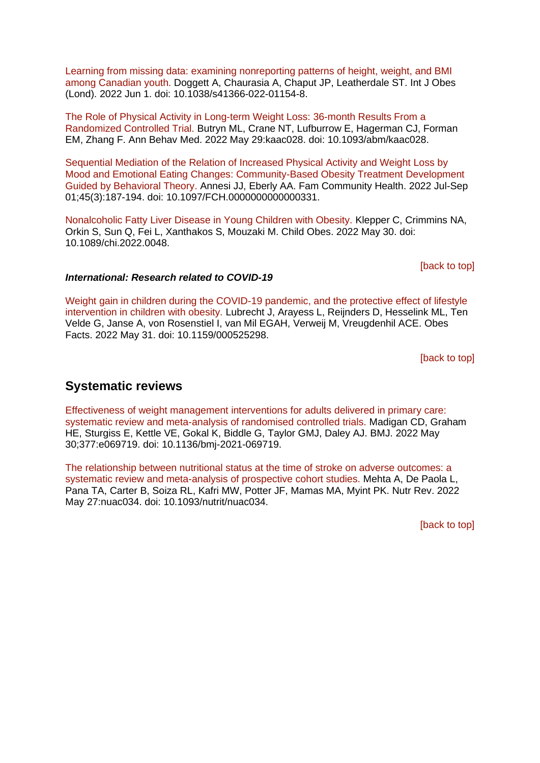Learning from missing data: examining nonreporting patterns of height, weight, and BMI among Canadian youth. Doggett A, Chaurasia A, Chaput JP, Leatherdale ST. Int J Obes (Lond). 2022 Jun 1. doi: 10.1038/s41366-022-01154-8.

The Role of Physical Activity in Long-term Weight Loss: 36-month Results From a Randomized Controlled Trial. Butryn ML, Crane NT, Lufburrow E, Hagerman CJ, Forman EM, Zhang F. Ann Behav Med. 2022 May 29:kaac028. doi: 10.1093/abm/kaac028.

Sequential Mediation of the Relation of Increased Physical Activity and Weight Loss by Mood and Emotional Eating Changes: Community-Based Obesity Treatment Development Guided by Behavioral Theory. Annesi JJ, Eberly AA. Fam Community Health. 2022 Jul-Sep 01;45(3):187-194. doi: 10.1097/FCH.0000000000000331.

Nonalcoholic Fatty Liver Disease in Young Children with Obesity. Klepper C, Crimmins NA, Orkin S, Sun Q, Fei L, Xanthakos S, Mouzaki M. Child Obes. 2022 May 30. doi: 10.1089/chi.2022.0048.

[back to top]

***International: Research related to COVID-19***

Weight gain in children during the COVID-19 pandemic, and the protective effect of lifestyle intervention in children with obesity. Lubrecht J, Arayess L, Reijnders D, Hesselink ML, Ten Velde G, Janse A, von Rosenstiel I, van Mil EGAH, Verweij M, Vreugdenhil ACE. Obes Facts. 2022 May 31. doi: 10.1159/000525298.

[back to top]

## Systematic reviews

Effectiveness of weight management interventions for adults delivered in primary care: systematic review and meta-analysis of randomised controlled trials. Madigan CD, Graham HE, Sturgiss E, Kettle VE, Gokal K, Biddle G, Taylor GMJ, Daley AJ. BMJ. 2022 May 30;377:e069719. doi: 10.1136/bmj-2021-069719.

The relationship between nutritional status at the time of stroke on adverse outcomes: a systematic review and meta-analysis of prospective cohort studies. Mehta A, De Paola L, Pana TA, Carter B, Soiza RL, Kafri MW, Potter JF, Mamas MA, Myint PK. Nutr Rev. 2022 May 27:nuac034. doi: 10.1093/nutrit/nuac034.

[back to top]